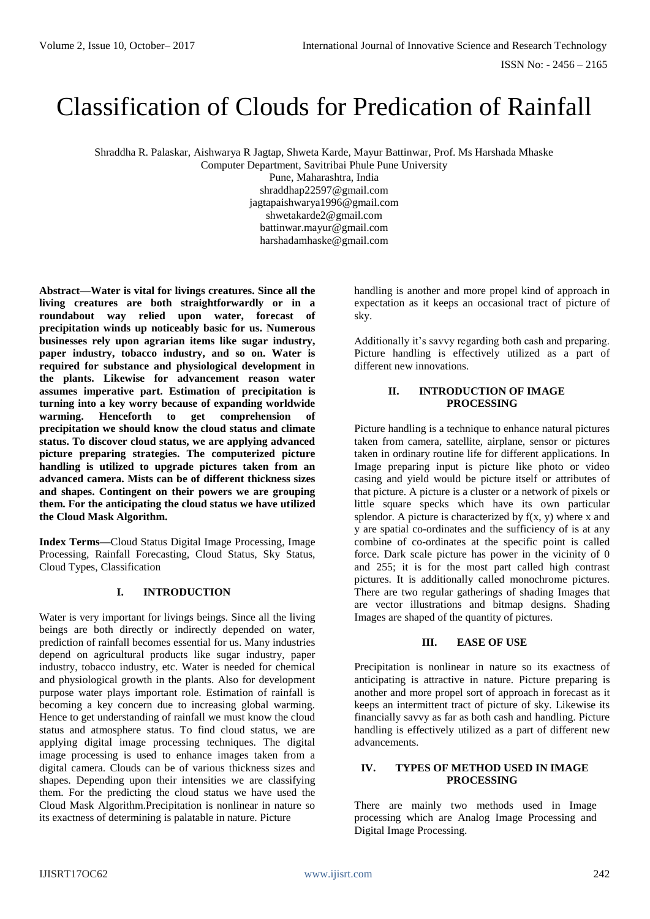# Classification of Clouds for Predication of Rainfall

Shraddha R. Palaskar, Aishwarya R Jagtap, Shweta Karde, Mayur Battinwar, Prof. Ms Harshada Mhaske
Computer Department, Savitribai Phule Pune University
Pune, Maharashtra, India
shraddhap22597@gmail.com
jagtapaishwarya1996@gmail.com
shwetakarde2@gmail.com
battinwar.mayur@gmail.com
harshadamhaske@gmail.com

**Abstract—Water is vital for livings creatures. Since all the living creatures are both straightforwardly or in a roundabout way relied upon water, forecast of precipitation winds up noticeably basic for us. Numerous businesses rely upon agrarian items like sugar industry, paper industry, tobacco industry, and so on. Water is required for substance and physiological development in the plants. Likewise for advancement reason water assumes imperative part. Estimation of precipitation is turning into a key worry because of expanding worldwide warming. Henceforth to get comprehension of precipitation we should know the cloud status and climate status. To discover cloud status, we are applying advanced picture preparing strategies. The computerized picture handling is utilized to upgrade pictures taken from an advanced camera. Mists can be of different thickness sizes and shapes. Contingent on their powers we are grouping them. For the anticipating the cloud status we have utilized the Cloud Mask Algorithm.**

**Index Terms—**Cloud Status Digital Image Processing, Image Processing, Rainfall Forecasting, Cloud Status, Sky Status, Cloud Types, Classification

## I. INTRODUCTION

Water is very important for livings beings. Since all the living beings are both directly or indirectly depended on water, prediction of rainfall becomes essential for us. Many industries depend on agricultural products like sugar industry, paper industry, tobacco industry, etc. Water is needed for chemical and physiological growth in the plants. Also for development purpose water plays important role. Estimation of rainfall is becoming a key concern due to increasing global warming. Hence to get understanding of rainfall we must know the cloud status and atmosphere status. To find cloud status, we are applying digital image processing techniques. The digital image processing is used to enhance images taken from a digital camera. Clouds can be of various thickness sizes and shapes. Depending upon their intensities we are classifying them. For the predicting the cloud status we have used the Cloud Mask Algorithm.Precipitation is nonlinear in nature so its exactness of determining is palatable in nature. Picture handling is another and more propel kind of approach in expectation as it keeps an occasional tract of picture of sky.

Additionally it's savvy regarding both cash and preparing. Picture handling is effectively utilized as a part of different new innovations.

## II. INTRODUCTION OF IMAGE PROCESSING

Picture handling is a technique to enhance natural pictures taken from camera, satellite, airplane, sensor or pictures taken in ordinary routine life for different applications. In Image preparing input is picture like photo or video casing and yield would be picture itself or attributes of that picture. A picture is a cluster or a network of pixels or little square specks which have its own particular splendor. A picture is characterized by f(x, y) where x and y are spatial co-ordinates and the sufficiency of is at any combine of co-ordinates at the specific point is called force. Dark scale picture has power in the vicinity of 0 and 255; it is for the most part called high contrast pictures. It is additionally called monochrome pictures. There are two regular gatherings of shading Images that are vector illustrations and bitmap designs. Shading Images are shaped of the quantity of pictures.

## III. EASE OF USE

Precipitation is nonlinear in nature so its exactness of anticipating is attractive in nature. Picture preparing is another and more propel sort of approach in forecast as it keeps an intermittent tract of picture of sky. Likewise its financially savvy as far as both cash and handling. Picture handling is effectively utilized as a part of different new advancements.

## IV. TYPES OF METHOD USED IN IMAGE PROCESSING

There are mainly two methods used in Image processing which are Analog Image Processing and Digital Image Processing.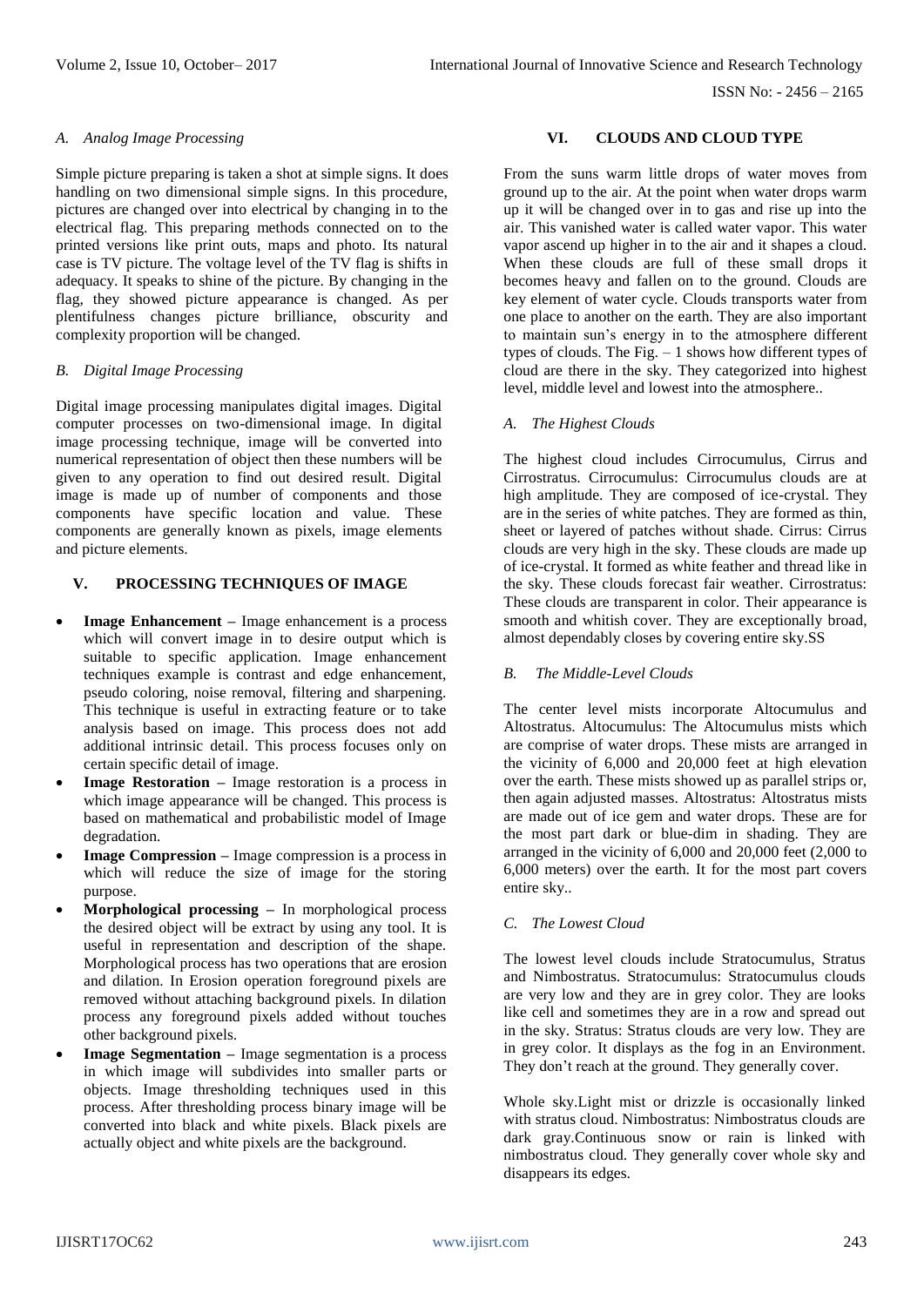### A. Analog Image Processing

Simple picture preparing is taken a shot at simple signs. It does handling on two dimensional simple signs. In this procedure, pictures are changed over into electrical by changing in to the electrical flag. This preparing methods connected on to the printed versions like print outs, maps and photo. Its natural case is TV picture. The voltage level of the TV flag is shifts in adequacy. It speaks to shine of the picture. By changing in the flag, they showed picture appearance is changed. As per plentifulness changes picture brilliance, obscurity and complexity proportion will be changed.

### B. Digital Image Processing

Digital image processing manipulates digital images. Digital computer processes on two-dimensional image. In digital image processing technique, image will be converted into numerical representation of object then these numbers will be given to any operation to find out desired result. Digital image is made up of number of components and those components have specific location and value. These components are generally known as pixels, image elements and picture elements.

## V. PROCESSING TECHNIQUES OF IMAGE

- **Image Enhancement** – Image enhancement is a process which will convert image in to desire output which is suitable to specific application. Image enhancement techniques example is contrast and edge enhancement, pseudo coloring, noise removal, filtering and sharpening. This technique is useful in extracting feature or to take analysis based on image. This process does not add additional intrinsic detail. This process focuses only on certain specific detail of image.
- **Image Restoration** – Image restoration is a process in which image appearance will be changed. This process is based on mathematical and probabilistic model of Image degradation.
- **Image Compression** – Image compression is a process in which will reduce the size of image for the storing purpose.
- **Morphological processing** – In morphological process the desired object will be extract by using any tool. It is useful in representation and description of the shape. Morphological process has two operations that are erosion and dilation. In Erosion operation foreground pixels are removed without attaching background pixels. In dilation process any foreground pixels added without touches other background pixels.
- **Image Segmentation** – Image segmentation is a process in which image will subdivides into smaller parts or objects. Image thresholding techniques used in this process. After thresholding process binary image will be converted into black and white pixels. Black pixels are actually object and white pixels are the background.

## VI. CLOUDS AND CLOUD TYPE

From the suns warm little drops of water moves from ground up to the air. At the point when water drops warm up it will be changed over in to gas and rise up into the air. This vanished water is called water vapor. This water vapor ascend up higher in to the air and it shapes a cloud. When these clouds are full of these small drops it becomes heavy and fallen on to the ground. Clouds are key element of water cycle. Clouds transports water from one place to another on the earth. They are also important to maintain sun's energy in to the atmosphere different types of clouds. The Fig. – 1 shows how different types of cloud are there in the sky. They categorized into highest level, middle level and lowest into the atmosphere..

### A. The Highest Clouds

The highest cloud includes Cirrocumulus, Cirrus and Cirrostratus. Cirrocumulus: Cirrocumulus clouds are at high amplitude. They are composed of ice-crystal. They are in the series of white patches. They are formed as thin, sheet or layered of patches without shade. Cirrus: Cirrus clouds are very high in the sky. These clouds are made up of ice-crystal. It formed as white feather and thread like in the sky. These clouds forecast fair weather. Cirrostratus: These clouds are transparent in color. Their appearance is smooth and whitish cover. They are exceptionally broad, almost dependably closes by covering entire sky.SS

### B. The Middle-Level Clouds

The center level mists incorporate Altocumulus and Altostratus. Altocumulus: The Altocumulus mists which are comprise of water drops. These mists are arranged in the vicinity of 6,000 and 20,000 feet at high elevation over the earth. These mists showed up as parallel strips or, then again adjusted masses. Altostratus: Altostratus mists are made out of ice gem and water drops. These are for the most part dark or blue-dim in shading. They are arranged in the vicinity of 6,000 and 20,000 feet (2,000 to 6,000 meters) over the earth. It for the most part covers entire sky..

### C. The Lowest Cloud

The lowest level clouds include Stratocumulus, Stratus and Nimbostratus. Stratocumulus: Stratocumulus clouds are very low and they are in grey color. They are looks like cell and sometimes they are in a row and spread out in the sky. Stratus: Stratus clouds are very low. They are in grey color. It displays as the fog in an Environment. They don't reach at the ground. They generally cover.

Whole sky.Light mist or drizzle is occasionally linked with stratus cloud. Nimbostratus: Nimbostratus clouds are dark gray.Continuous snow or rain is linked with nimbostratus cloud. They generally cover whole sky and disappears its edges.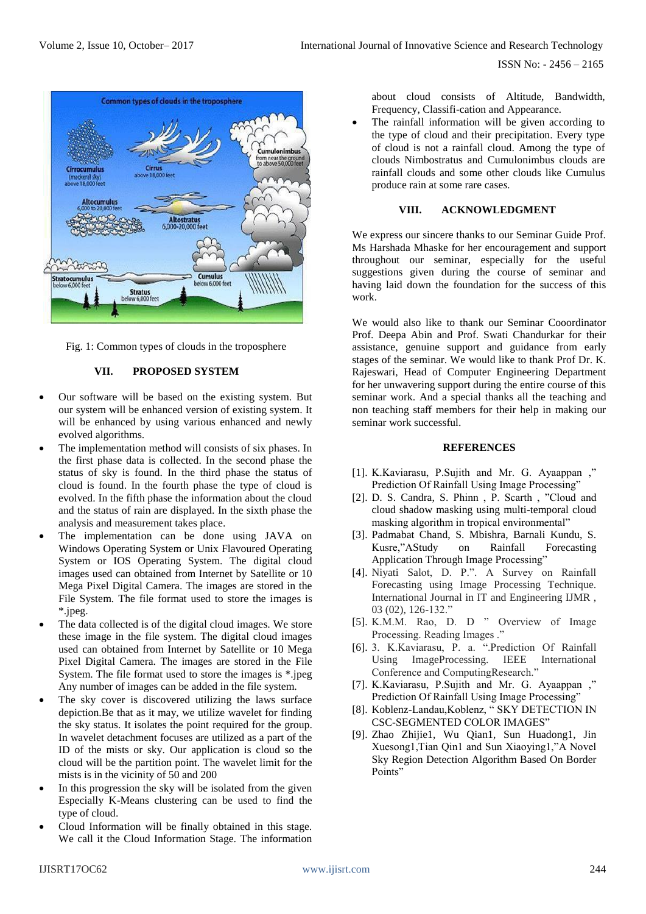Common types of clouds in the troposphere

Cirrocumulus
(mackerel sky)
above 18,000 feet

Cirrus
above 18,000 feet

Cumulonimbus
from near the ground to above 50,000 feet

Altocumulus
6,000 to 20,000 feet

Altostratus
6,000-20,000 feet

Stratocumulus
below 6,000 feet

Cumulus
below 6,000 feet

Stratus
below 6,000 feet

Fig. 1: Common types of clouds in the troposphere

## VII. PROPOSED SYSTEM

- Our software will be based on the existing system. But our system will be enhanced version of existing system. It will be enhanced by using various enhanced and newly evolved algorithms.
- The implementation method will consists of six phases. In the first phase data is collected. In the second phase the status of sky is found. In the third phase the status of cloud is found. In the fourth phase the type of cloud is evolved. In the fifth phase the information about the cloud and the status of rain are displayed. In the sixth phase the analysis and measurement takes place.
- The implementation can be done using JAVA on Windows Operating System or Unix Flavoured Operating System or IOS Operating System. The digital cloud images used can obtained from Internet by Satellite or 10 Mega Pixel Digital Camera. The images are stored in the File System. The file format used to store the images is *.jpeg.
- The data collected is of the digital cloud images. We store these image in the file system. The digital cloud images used can obtained from Internet by Satellite or 10 Mega Pixel Digital Camera. The images are stored in the File System. The file format used to store the images is *.jpeg Any number of images can be added in the file system.
- The sky cover is discovered utilizing the laws surface depiction.Be that as it may, we utilize wavelet for finding the sky status. It isolates the point required for the group. In wavelet detachment focuses are utilized as a part of the ID of the mists or sky. Our application is cloud so the cloud will be the partition point. The wavelet limit for the mists is in the vicinity of 50 and 200
- In this progression the sky will be isolated from the given Especially K-Means clustering can be used to find the type of cloud.
- Cloud Information will be finally obtained in this stage. We call it the Cloud Information Stage. The information about cloud consists of Altitude, Bandwidth, Frequency, Classifi-cation and Appearance.
- The rainfall information will be given according to the type of cloud and their precipitation. Every type of cloud is not a rainfall cloud. Among the type of clouds Nimbostratus and Cumulonimbus clouds are rainfall clouds and some other clouds like Cumulus produce rain at some rare cases.

## VIII. ACKNOWLEDGMENT

We express our sincere thanks to our Seminar Guide Prof. Ms Harshada Mhaske for her encouragement and support throughout our seminar, especially for the useful suggestions given during the course of seminar and having laid down the foundation for the success of this work.

We would also like to thank our Seminar Cooordinator Prof. Deepa Abin and Prof. Swati Chandurkar for their assistance, genuine support and guidance from early stages of the seminar. We would like to thank Prof Dr. K. Rajeswari, Head of Computer Engineering Department for her unwavering support during the entire course of this seminar work. And a special thanks all the teaching and non teaching staff members for their help in making our seminar work successful.

## REFERENCES

[1]. K.Kaviarasu, P.Sujith and Mr. G. Ayaappan ," Prediction Of Rainfall Using Image Processing"

[2]. D. S. Candra, S. Phinn , P. Scarth , "Cloud and cloud shadow masking using multi-temporal cloud masking algorithm in tropical environmental"

[3]. Padmabat Chand, S. Mbishra, Barnali Kundu, S. Kusre,"AStudy on Rainfall Forecasting Application Through Image Processing"

[4]. Niyati Salot, D. P.". A Survey on Rainfall Forecasting using Image Processing Technique. International Journal in IT and Engineering IJMR , 03 (02), 126-132."

[5]. K.M.M. Rao, D. D " Overview of Image Processing. Reading Images ."

[6]. 3. K.Kaviarasu, P. a. ".Prediction Of Rainfall Using ImageProcessing. IEEE International Conference and ComputingResearch."

[7]. K.Kaviarasu, P.Sujith and Mr. G. Ayaappan ," Prediction Of Rainfall Using Image Processing"

[8]. Koblenz-Landau,Koblenz, " SKY DETECTION IN CSC-SEGMENTED COLOR IMAGES"

[9]. Zhao Zhijie1, Wu Qian1, Sun Huadong1, Jin Xuesong1,Tian Qin1 and Sun Xiaoying1,"A Novel Sky Region Detection Algorithm Based On Border Points"